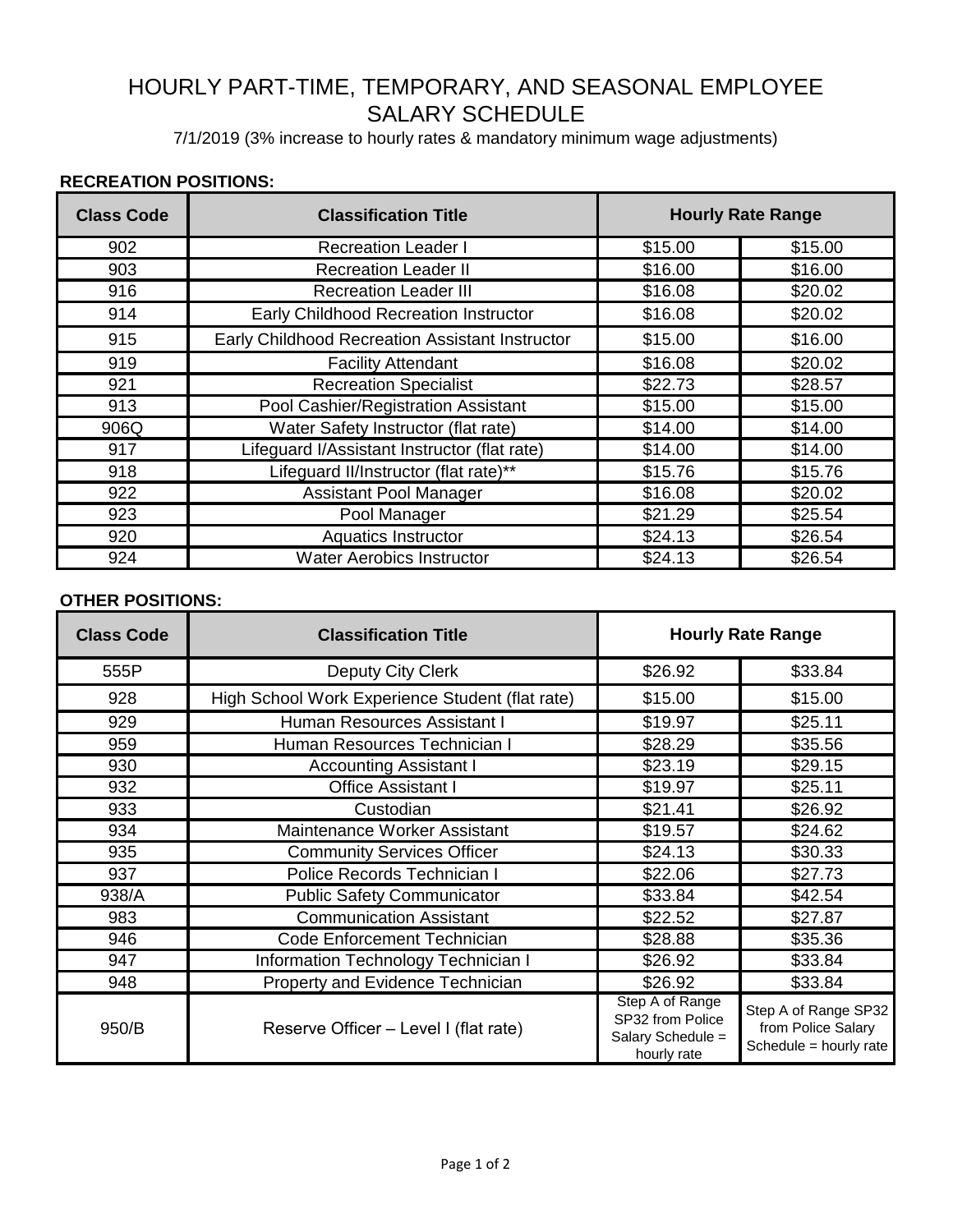# HOURLY PART-TIME, TEMPORARY, AND SEASONAL EMPLOYEE SALARY SCHEDULE

7/1/2019 (3% increase to hourly rates & mandatory minimum wage adjustments)

**RECREATION POSITIONS:**

| Class Code | Classification Title | Hourly Rate Range | |
|---|---|---|---|
| 902 | Recreation Leader I | $15.00 | $15.00 |
| 903 | Recreation Leader II | $16.00 | $16.00 |
| 916 | Recreation Leader III | $16.08 | $20.02 |
| 914 | Early Childhood Recreation Instructor | $16.08 | $20.02 |
| 915 | Early Childhood Recreation Assistant Instructor | $15.00 | $16.00 |
| 919 | Facility Attendant | $16.08 | $20.02 |
| 921 | Recreation Specialist | $22.73 | $28.57 |
| 913 | Pool Cashier/Registration Assistant | $15.00 | $15.00 |
| 906Q | Water Safety Instructor (flat rate) | $14.00 | $14.00 |
| 917 | Lifeguard I/Assistant Instructor (flat rate) | $14.00 | $14.00 |
| 918 | Lifeguard II/Instructor (flat rate)** | $15.76 | $15.76 |
| 922 | Assistant Pool Manager | $16.08 | $20.02 |
| 923 | Pool Manager | $21.29 | $25.54 |
| 920 | Aquatics Instructor | $24.13 | $26.54 |
| 924 | Water Aerobics Instructor | $24.13 | $26.54 |

**OTHER POSITIONS:**

| Class Code | Classification Title | Hourly Rate Range | |
|---|---|---|---|
| 555P | Deputy City Clerk | $26.92 | $33.84 |
| 928 | High School Work Experience Student (flat rate) | $15.00 | $15.00 |
| 929 | Human Resources Assistant I | $19.97 | $25.11 |
| 959 | Human Resources Technician I | $28.29 | $35.56 |
| 930 | Accounting Assistant I | $23.19 | $29.15 |
| 932 | Office Assistant I | $19.97 | $25.11 |
| 933 | Custodian | $21.41 | $26.92 |
| 934 | Maintenance Worker Assistant | $19.57 | $24.62 |
| 935 | Community Services Officer | $24.13 | $30.33 |
| 937 | Police Records Technician I | $22.06 | $27.73 |
| 938/A | Public Safety Communicator | $33.84 | $42.54 |
| 983 | Communication Assistant | $22.52 | $27.87 |
| 946 | Code Enforcement Technician | $28.88 | $35.36 |
| 947 | Information Technology Technician I | $26.92 | $33.84 |
| 948 | Property and Evidence Technician | $26.92 | $33.84 |
| 950/B | Reserve Officer – Level I (flat rate) | Step A of Range SP32 from Police Salary Schedule = hourly rate | Step A of Range SP32 from Police Salary Schedule = hourly rate |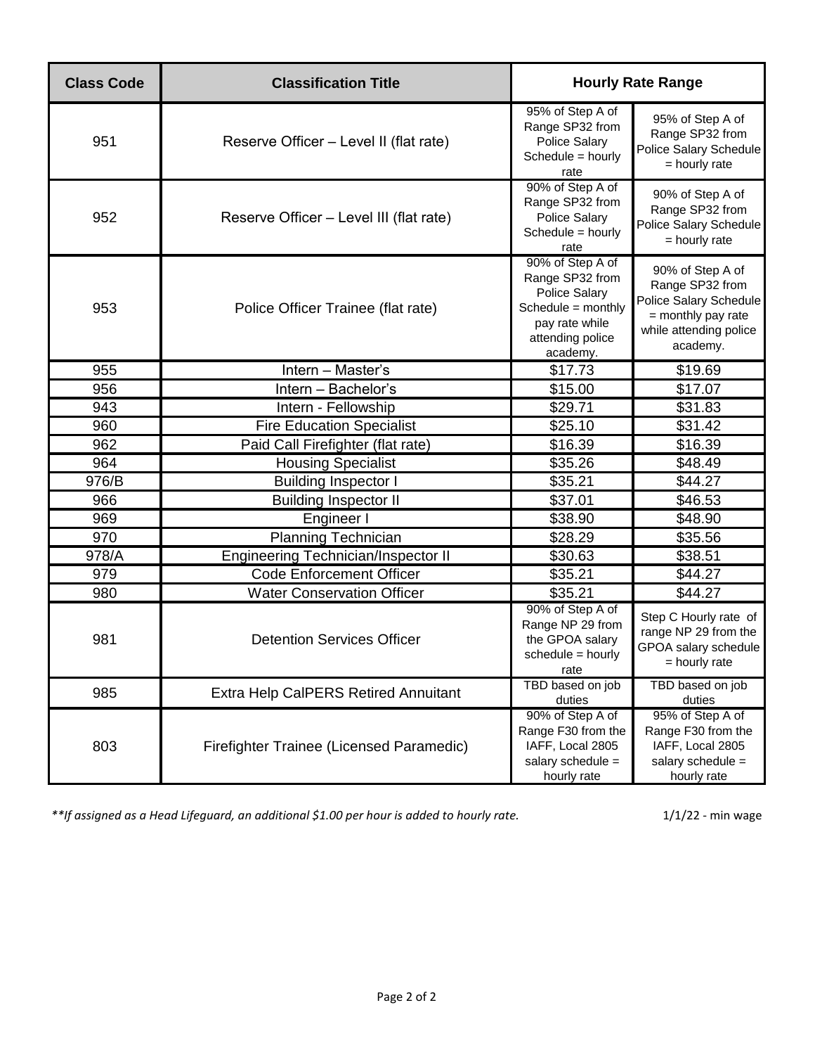| Class Code | Classification Title | Hourly Rate Range | |
|---|---|---|---|
| 951 | Reserve Officer – Level II (flat rate) | 95% of Step A of Range SP32 from Police Salary Schedule = hourly rate | 95% of Step A of Range SP32 from Police Salary Schedule = hourly rate |
| 952 | Reserve Officer – Level III (flat rate) | 90% of Step A of Range SP32 from Police Salary Schedule = hourly rate | 90% of Step A of Range SP32 from Police Salary Schedule = hourly rate |
| 953 | Police Officer Trainee (flat rate) | 90% of Step A of Range SP32 from Police Salary Schedule = monthly pay rate while attending police academy. | 90% of Step A of Range SP32 from Police Salary Schedule = monthly pay rate while attending police academy. |
| 955 | Intern – Master's | $17.73 | $19.69 |
| 956 | Intern – Bachelor's | $15.00 | $17.07 |
| 943 | Intern - Fellowship | $29.71 | $31.83 |
| 960 | Fire Education Specialist | $25.10 | $31.42 |
| 962 | Paid Call Firefighter (flat rate) | $16.39 | $16.39 |
| 964 | Housing Specialist | $35.26 | $48.49 |
| 976/B | Building Inspector I | $35.21 | $44.27 |
| 966 | Building Inspector II | $37.01 | $46.53 |
| 969 | Engineer I | $38.90 | $48.90 |
| 970 | Planning Technician | $28.29 | $35.56 |
| 978/A | Engineering Technician/Inspector II | $30.63 | $38.51 |
| 979 | Code Enforcement Officer | $35.21 | $44.27 |
| 980 | Water Conservation Officer | $35.21 | $44.27 |
| 981 | Detention Services Officer | 90% of Step A of Range NP 29 from the GPOA salary schedule = hourly rate | Step C Hourly rate of range NP 29 from the GPOA salary schedule = hourly rate |
| 985 | Extra Help CalPERS Retired Annuitant | TBD based on job duties | TBD based on job duties |
| 803 | Firefighter Trainee (Licensed Paramedic) | 90% of Step A of Range F30 from the IAFF, Local 2805 salary schedule = hourly rate | 95% of Step A of Range F30 from the IAFF, Local 2805 salary schedule = hourly rate |

*\*\*If assigned as a Head Lifeguard, an additional $1.00 per hour is added to hourly rate.*

1/1/22 - min wage